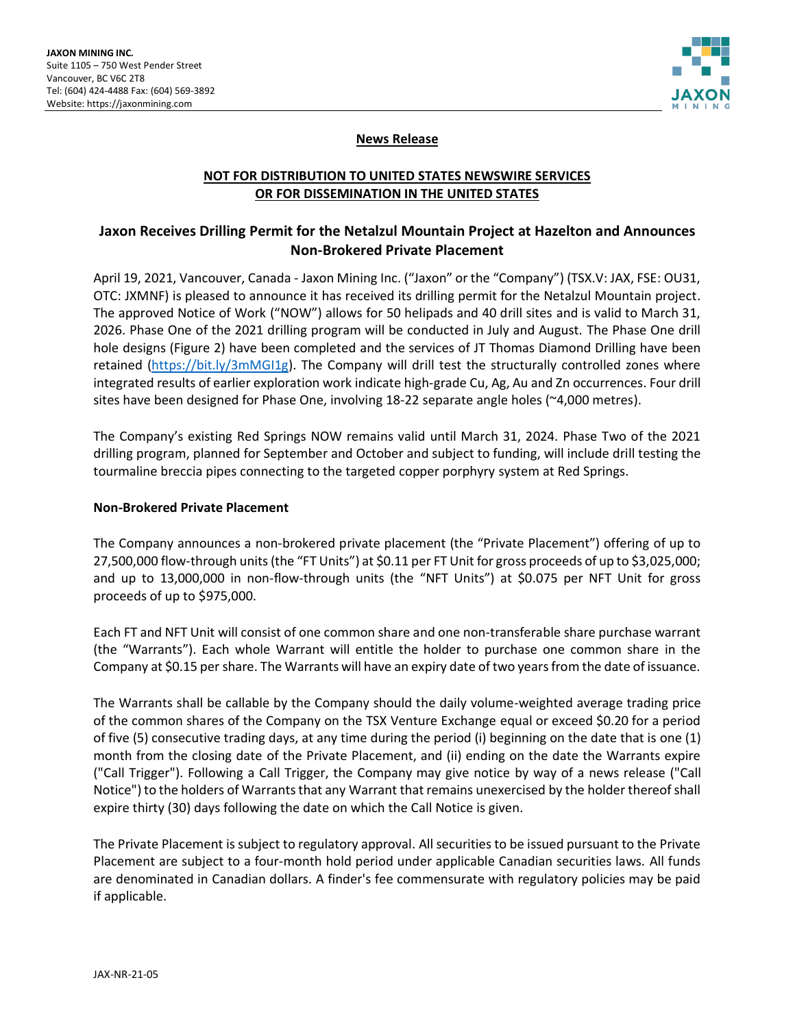**JAXON MINING INC.**
Suite 1105 – 750 West Pender Street
Vancouver, BC V6C 2T8
Tel: (604) 424-4488 Fax: (604) 569-3892
Website: https://jaxonmining.com

**News Release**

**NOT FOR DISTRIBUTION TO UNITED STATES NEWSWIRE SERVICES OR FOR DISSEMINATION IN THE UNITED STATES**

# Jaxon Receives Drilling Permit for the Netalzul Mountain Project at Hazelton and Announces Non-Brokered Private Placement

April 19, 2021, Vancouver, Canada - Jaxon Mining Inc. ("Jaxon" or the "Company") (TSX.V: JAX, FSE: OU31, OTC: JXMNF) is pleased to announce it has received its drilling permit for the Netalzul Mountain project. The approved Notice of Work ("NOW") allows for 50 helipads and 40 drill sites and is valid to March 31, 2026. Phase One of the 2021 drilling program will be conducted in July and August. The Phase One drill hole designs (Figure 2) have been completed and the services of JT Thomas Diamond Drilling have been retained (https://bit.ly/3mMGI1g). The Company will drill test the structurally controlled zones where integrated results of earlier exploration work indicate high-grade Cu, Ag, Au and Zn occurrences. Four drill sites have been designed for Phase One, involving 18-22 separate angle holes (~4,000 metres).

The Company's existing Red Springs NOW remains valid until March 31, 2024. Phase Two of the 2021 drilling program, planned for September and October and subject to funding, will include drill testing the tourmaline breccia pipes connecting to the targeted copper porphyry system at Red Springs.

## Non-Brokered Private Placement

The Company announces a non-brokered private placement (the "Private Placement") offering of up to 27,500,000 flow-through units (the "FT Units") at $0.11 per FT Unit for gross proceeds of up to $3,025,000; and up to 13,000,000 in non-flow-through units (the "NFT Units") at $0.075 per NFT Unit for gross proceeds of up to $975,000.

Each FT and NFT Unit will consist of one common share and one non-transferable share purchase warrant (the "Warrants"). Each whole Warrant will entitle the holder to purchase one common share in the Company at $0.15 per share. The Warrants will have an expiry date of two years from the date of issuance.

The Warrants shall be callable by the Company should the daily volume-weighted average trading price of the common shares of the Company on the TSX Venture Exchange equal or exceed $0.20 for a period of five (5) consecutive trading days, at any time during the period (i) beginning on the date that is one (1) month from the closing date of the Private Placement, and (ii) ending on the date the Warrants expire ("Call Trigger"). Following a Call Trigger, the Company may give notice by way of a news release ("Call Notice") to the holders of Warrants that any Warrant that remains unexercised by the holder thereof shall expire thirty (30) days following the date on which the Call Notice is given.

The Private Placement is subject to regulatory approval. All securities to be issued pursuant to the Private Placement are subject to a four-month hold period under applicable Canadian securities laws. All funds are denominated in Canadian dollars. A finder's fee commensurate with regulatory policies may be paid if applicable.

JAX-NR-21-05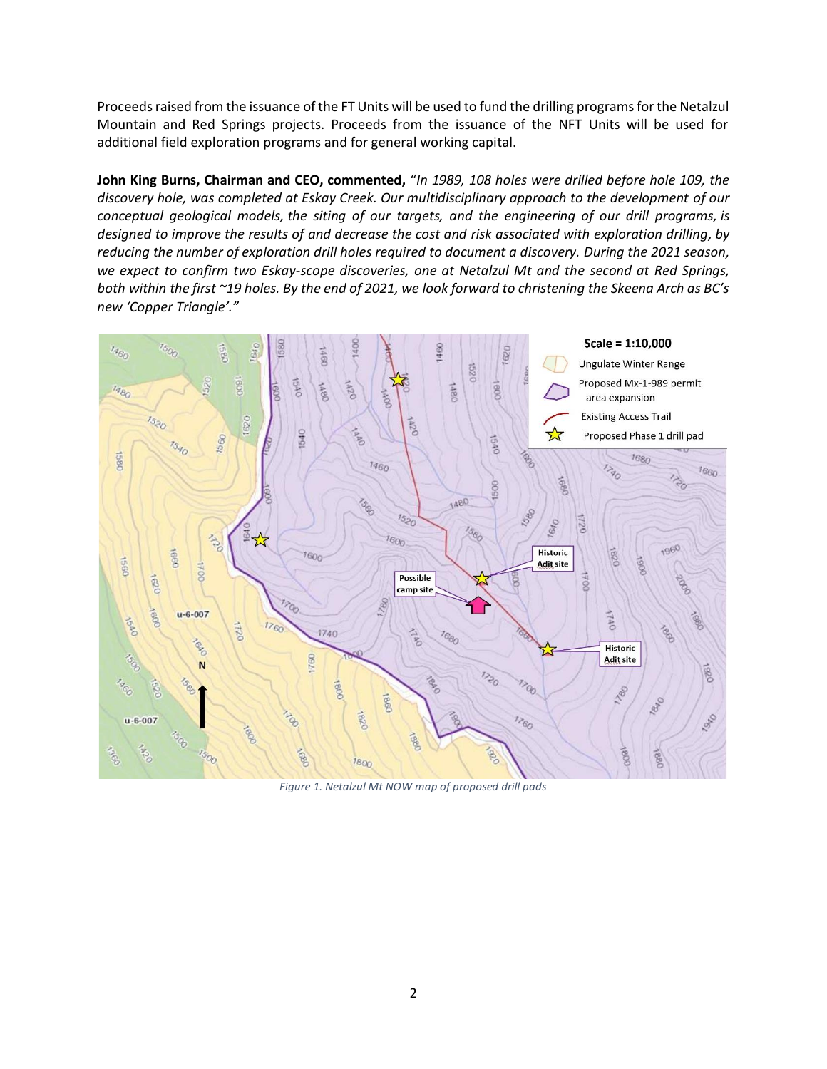Proceeds raised from the issuance of the FT Units will be used to fund the drilling programs for the Netalzul Mountain and Red Springs projects. Proceeds from the issuance of the NFT Units will be used for additional field exploration programs and for general working capital.

**John King Burns, Chairman and CEO, commented,** "*In 1989, 108 holes were drilled before hole 109, the discovery hole, was completed at Eskay Creek. Our multidisciplinary approach to the development of our conceptual geological models, the siting of our targets, and the engineering of our drill programs, is designed to improve the results of and decrease the cost and risk associated with exploration drilling, by reducing the number of exploration drill holes required to document a discovery. During the 2021 season, we expect to confirm two Eskay-scope discoveries, one at Netalzul Mt and the second at Red Springs, both within the first ~19 holes. By the end of 2021, we look forward to christening the Skeena Arch as BC's new 'Copper Triangle'.*"

*Figure 1. Netalzul Mt NOW map of proposed drill pads*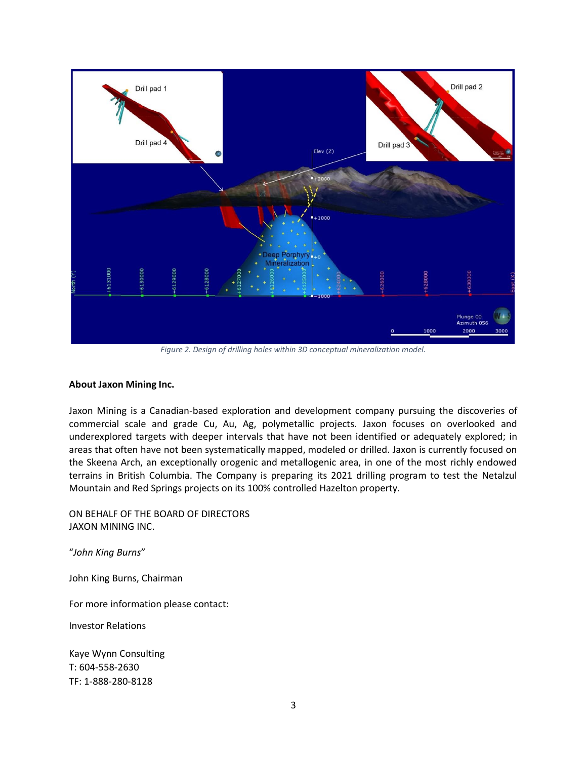*Figure 2. Design of drilling holes within 3D conceptual mineralization model.*

**About Jaxon Mining Inc.**

Jaxon Mining is a Canadian-based exploration and development company pursuing the discoveries of commercial scale and grade Cu, Au, Ag, polymetallic projects. Jaxon focuses on overlooked and underexplored targets with deeper intervals that have not been identified or adequately explored; in areas that often have not been systematically mapped, modeled or drilled. Jaxon is currently focused on the Skeena Arch, an exceptionally orogenic and metallogenic area, in one of the most richly endowed terrains in British Columbia. The Company is preparing its 2021 drilling program to test the Netalzul Mountain and Red Springs projects on its 100% controlled Hazelton property.

ON BEHALF OF THE BOARD OF DIRECTORS
JAXON MINING INC.

"*John King Burns*"

John King Burns, Chairman

For more information please contact:

Investor Relations

Kaye Wynn Consulting
T: 604-558-2630
TF: 1-888-280-8128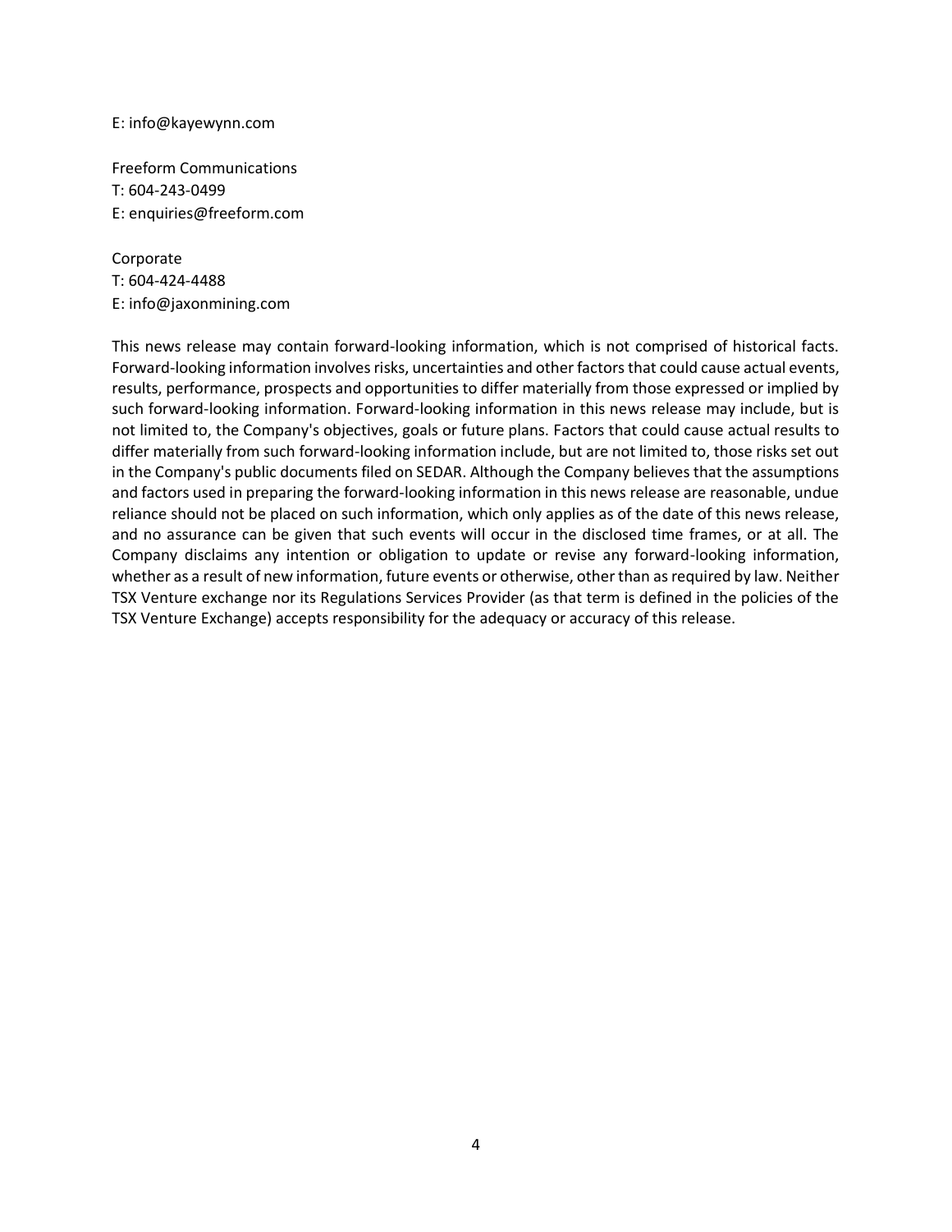E: info@kayewynn.com

Freeform Communications
T: 604-243-0499
E: enquiries@freeform.com

Corporate
T: 604-424-4488
E: info@jaxonmining.com

This news release may contain forward-looking information, which is not comprised of historical facts. Forward-looking information involves risks, uncertainties and other factors that could cause actual events, results, performance, prospects and opportunities to differ materially from those expressed or implied by such forward-looking information. Forward-looking information in this news release may include, but is not limited to, the Company's objectives, goals or future plans. Factors that could cause actual results to differ materially from such forward-looking information include, but are not limited to, those risks set out in the Company's public documents filed on SEDAR. Although the Company believes that the assumptions and factors used in preparing the forward-looking information in this news release are reasonable, undue reliance should not be placed on such information, which only applies as of the date of this news release, and no assurance can be given that such events will occur in the disclosed time frames, or at all. The Company disclaims any intention or obligation to update or revise any forward-looking information, whether as a result of new information, future events or otherwise, other than as required by law. Neither TSX Venture exchange nor its Regulations Services Provider (as that term is defined in the policies of the TSX Venture Exchange) accepts responsibility for the adequacy or accuracy of this release.